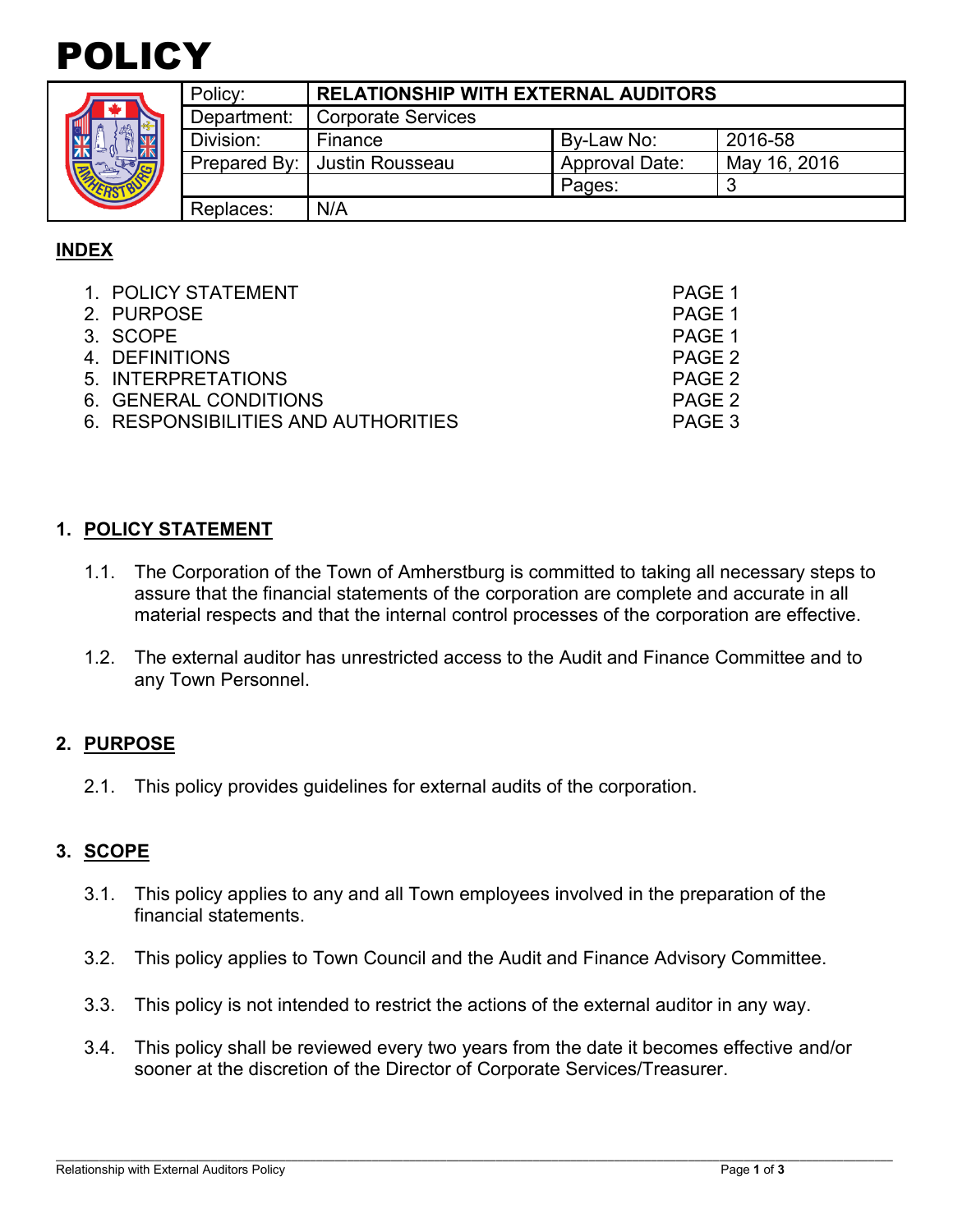# POLICY

| Policy: | RELATIONSHIP WITH EXTERNAL AUDITORS | | |
|---|---|---|---|
| Department: | Corporate Services | | |
| Division: | Finance | By-Law No: | 2016-58 |
| Prepared By: | Justin Rousseau | Approval Date: | May 16, 2016 |
| | | Pages: | 3 |
| Replaces: | N/A | | |

## INDEX

1. POLICY STATEMENT PAGE 1
2. PURPOSE PAGE 1
3. SCOPE PAGE 1
4. DEFINITIONS PAGE 2
5. INTERPRETATIONS PAGE 2
6. GENERAL CONDITIONS PAGE 2
6. RESPONSIBILITIES AND AUTHORITIES PAGE 3

## 1. POLICY STATEMENT

1.1. The Corporation of the Town of Amherstburg is committed to taking all necessary steps to assure that the financial statements of the corporation are complete and accurate in all material respects and that the internal control processes of the corporation are effective.

1.2. The external auditor has unrestricted access to the Audit and Finance Committee and to any Town Personnel.

## 2. PURPOSE

2.1. This policy provides guidelines for external audits of the corporation.

## 3. SCOPE

3.1. This policy applies to any and all Town employees involved in the preparation of the financial statements.

3.2. This policy applies to Town Council and the Audit and Finance Advisory Committee.

3.3. This policy is not intended to restrict the actions of the external auditor in any way.

3.4. This policy shall be reviewed every two years from the date it becomes effective and/or sooner at the discretion of the Director of Corporate Services/Treasurer.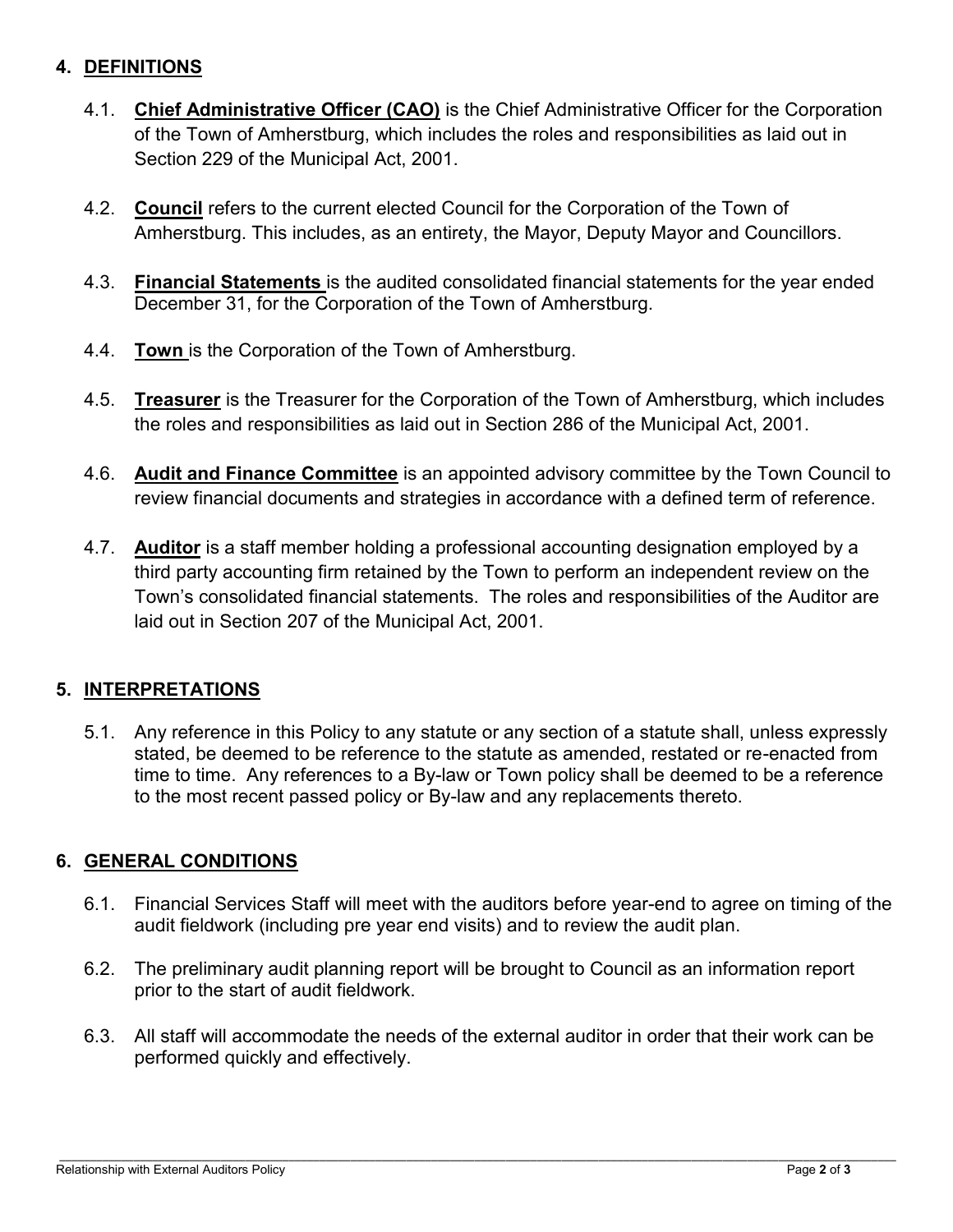## 4. DEFINITIONS

4.1. **Chief Administrative Officer (CAO)** is the Chief Administrative Officer for the Corporation of the Town of Amherstburg, which includes the roles and responsibilities as laid out in Section 229 of the Municipal Act, 2001.

4.2. **Council** refers to the current elected Council for the Corporation of the Town of Amherstburg. This includes, as an entirety, the Mayor, Deputy Mayor and Councillors.

4.3. **Financial Statements** is the audited consolidated financial statements for the year ended December 31, for the Corporation of the Town of Amherstburg.

4.4. **Town** is the Corporation of the Town of Amherstburg.

4.5. **Treasurer** is the Treasurer for the Corporation of the Town of Amherstburg, which includes the roles and responsibilities as laid out in Section 286 of the Municipal Act, 2001.

4.6. **Audit and Finance Committee** is an appointed advisory committee by the Town Council to review financial documents and strategies in accordance with a defined term of reference.

4.7. **Auditor** is a staff member holding a professional accounting designation employed by a third party accounting firm retained by the Town to perform an independent review on the Town's consolidated financial statements. The roles and responsibilities of the Auditor are laid out in Section 207 of the Municipal Act, 2001.

## 5. INTERPRETATIONS

5.1. Any reference in this Policy to any statute or any section of a statute shall, unless expressly stated, be deemed to be reference to the statute as amended, restated or re-enacted from time to time. Any references to a By-law or Town policy shall be deemed to be a reference to the most recent passed policy or By-law and any replacements thereto.

## 6. GENERAL CONDITIONS

6.1. Financial Services Staff will meet with the auditors before year-end to agree on timing of the audit fieldwork (including pre year end visits) and to review the audit plan.

6.2. The preliminary audit planning report will be brought to Council as an information report prior to the start of audit fieldwork.

6.3. All staff will accommodate the needs of the external auditor in order that their work can be performed quickly and effectively.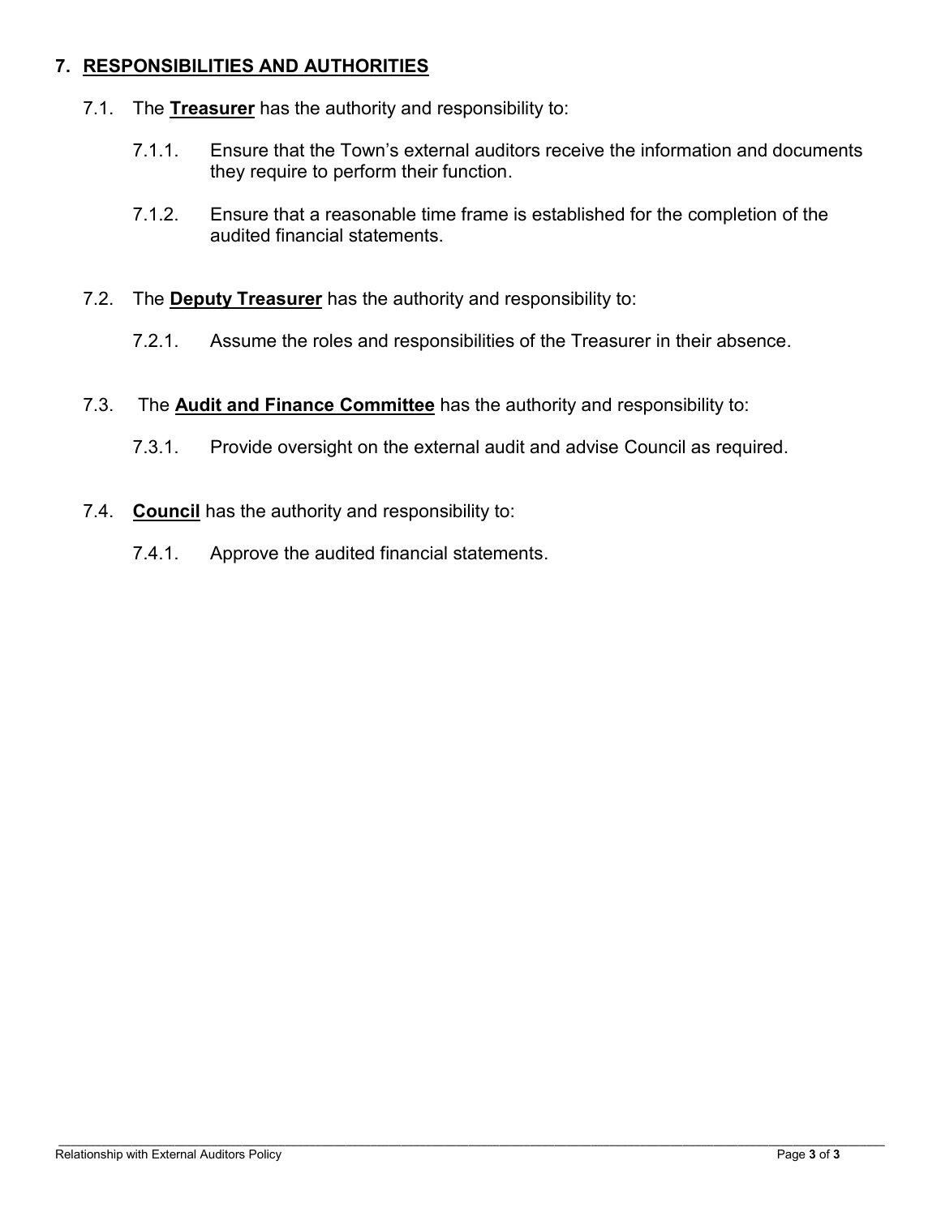## 7. RESPONSIBILITIES AND AUTHORITIES

7.1. The **Treasurer** has the authority and responsibility to:

7.1.1. Ensure that the Town's external auditors receive the information and documents they require to perform their function.

7.1.2. Ensure that a reasonable time frame is established for the completion of the audited financial statements.

7.2. The **Deputy Treasurer** has the authority and responsibility to:

7.2.1. Assume the roles and responsibilities of the Treasurer in their absence.

7.3. The **Audit and Finance Committee** has the authority and responsibility to:

7.3.1. Provide oversight on the external audit and advise Council as required.

7.4. **Council** has the authority and responsibility to:

7.4.1. Approve the audited financial statements.